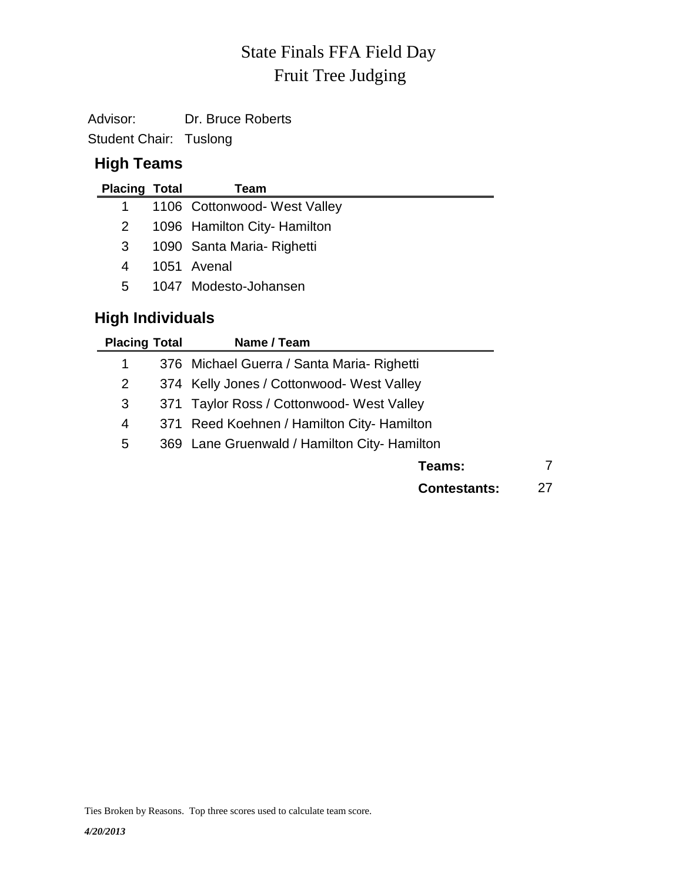# State Finals FFA Field Day
# Fruit Tree Judging

Advisor: Dr. Bruce Roberts

Student Chair: Tuslong

## High Teams

| Placing | Total | Team |
|---|---|---|
| 1 | 1106 | Cottonwood- West Valley |
| 2 | 1096 | Hamilton City- Hamilton |
| 3 | 1090 | Santa Maria- Righetti |
| 4 | 1051 | Avenal |
| 5 | 1047 | Modesto-Johansen |

## High Individuals

| Placing | Total | Name / Team |
|---|---|---|
| 1 | 376 | Michael Guerra / Santa Maria- Righetti |
| 2 | 374 | Kelly Jones / Cottonwood- West Valley |
| 3 | 371 | Taylor Ross / Cottonwood- West Valley |
| 4 | 371 | Reed Koehnen / Hamilton City- Hamilton |
| 5 | 369 | Lane Gruenwald / Hamilton City- Hamilton |

**Teams:** 7

**Contestants:** 27

Ties Broken by Reasons. Top three scores used to calculate team score.

*4/20/2013*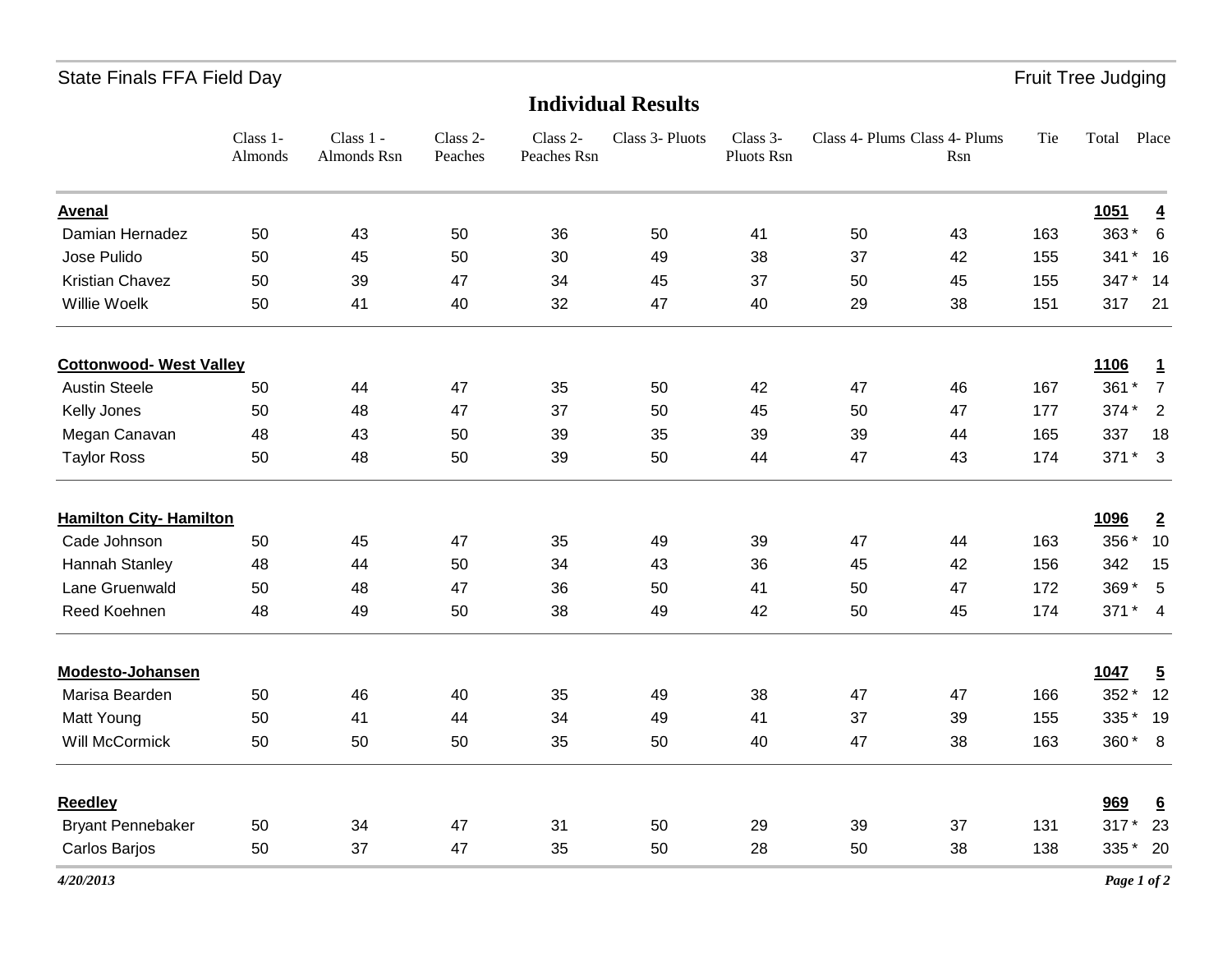State Finals FFA Field Day

Fruit Tree Judging

## Individual Results

| | Class 1- Almonds | Class 1 - Almonds Rsn | Class 2- Peaches | Class 2- Peaches Rsn | Class 3- Pluots | Class 3- Pluots Rsn | Class 4- Plums | Class 4- Plums Rsn | Tie | Total | Place |
|---|---|---|---|---|---|---|---|---|---|---|---|
| **Avenal** | | | | | | | | | | **1051** | **4** |
| Damian Hernadez | 50 | 43 | 50 | 36 | 50 | 41 | 50 | 43 | 163 | 363 * | 6 |
| Jose Pulido | 50 | 45 | 50 | 30 | 49 | 38 | 37 | 42 | 155 | 341 * | 16 |
| Kristian Chavez | 50 | 39 | 47 | 34 | 45 | 37 | 50 | 45 | 155 | 347 * | 14 |
| Willie Woelk | 50 | 41 | 40 | 32 | 47 | 40 | 29 | 38 | 151 | 317 | 21 |
| **Cottonwood- West Valley** | | | | | | | | | | **1106** | **1** |
| Austin Steele | 50 | 44 | 47 | 35 | 50 | 42 | 47 | 46 | 167 | 361 * | 7 |
| Kelly Jones | 50 | 48 | 47 | 37 | 50 | 45 | 50 | 47 | 177 | 374 * | 2 |
| Megan Canavan | 48 | 43 | 50 | 39 | 35 | 39 | 39 | 44 | 165 | 337 | 18 |
| Taylor Ross | 50 | 48 | 50 | 39 | 50 | 44 | 47 | 43 | 174 | 371 * | 3 |
| **Hamilton City- Hamilton** | | | | | | | | | | **1096** | **2** |
| Cade Johnson | 50 | 45 | 47 | 35 | 49 | 39 | 47 | 44 | 163 | 356 * | 10 |
| Hannah Stanley | 48 | 44 | 50 | 34 | 43 | 36 | 45 | 42 | 156 | 342 | 15 |
| Lane Gruenwald | 50 | 48 | 47 | 36 | 50 | 41 | 50 | 47 | 172 | 369 * | 5 |
| Reed Koehnen | 48 | 49 | 50 | 38 | 49 | 42 | 50 | 45 | 174 | 371 * | 4 |
| **Modesto-Johansen** | | | | | | | | | | **1047** | **5** |
| Marisa Bearden | 50 | 46 | 40 | 35 | 49 | 38 | 47 | 47 | 166 | 352 * | 12 |
| Matt Young | 50 | 41 | 44 | 34 | 49 | 41 | 37 | 39 | 155 | 335 * | 19 |
| Will McCormick | 50 | 50 | 50 | 35 | 50 | 40 | 47 | 38 | 163 | 360 * | 8 |
| **Reedley** | | | | | | | | | | **969** | **6** |
| Bryant Pennebaker | 50 | 34 | 47 | 31 | 50 | 29 | 39 | 37 | 131 | 317 * | 23 |
| Carlos Barjos | 50 | 37 | 47 | 35 | 50 | 28 | 50 | 38 | 138 | 335 * | 20 |

*4/20/2013*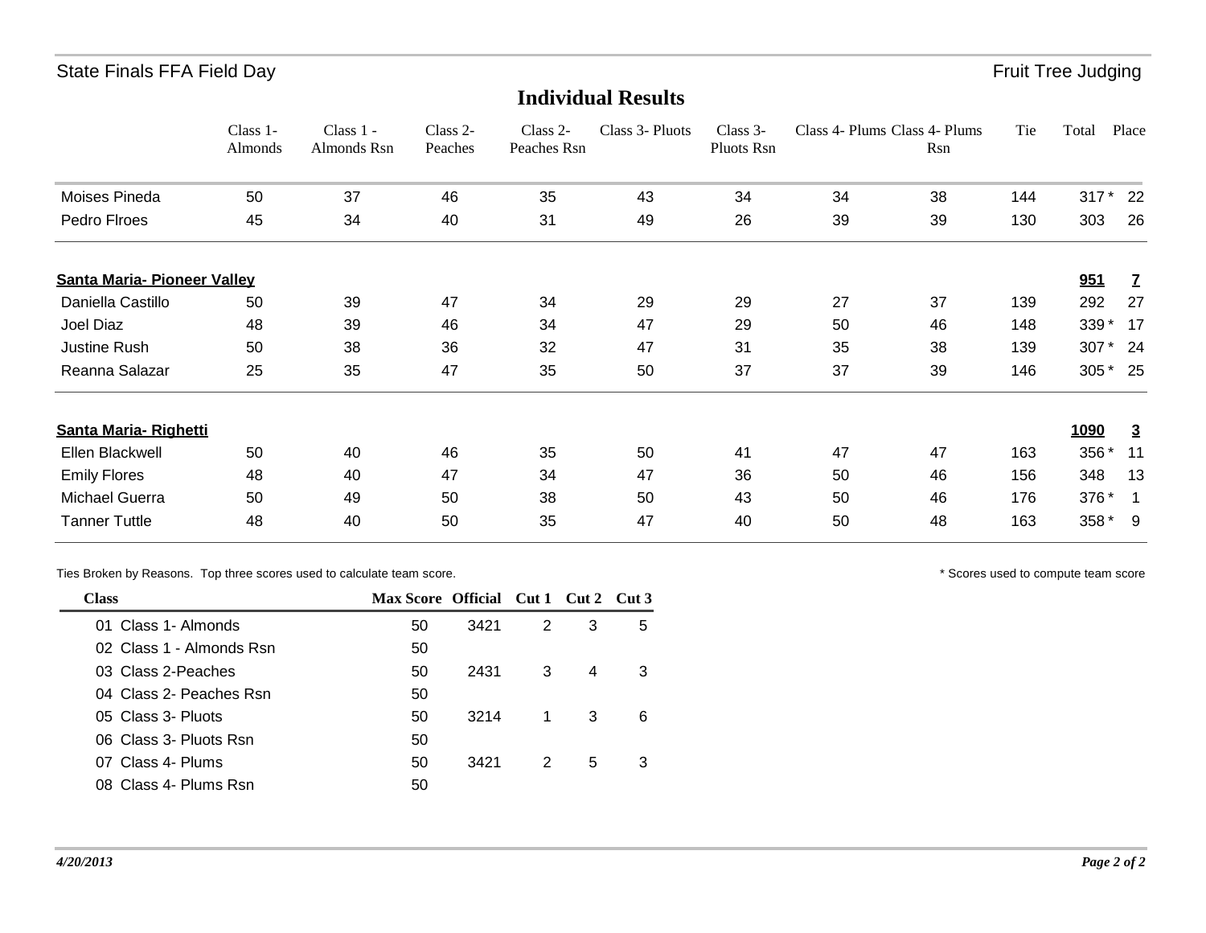State Finals FFA Field Day

Fruit Tree Judging

## Individual Results

| | Class 1- Almonds | Class 1 - Almonds Rsn | Class 2- Peaches | Class 2- Peaches Rsn | Class 3- Pluots | Class 3- Pluots Rsn | Class 4- Plums | Class 4- Plums Rsn | Tie | Total | Place |
|---|---|---|---|---|---|---|---|---|---|---|---|
| Moises Pineda | 50 | 37 | 46 | 35 | 43 | 34 | 34 | 38 | 144 | 317 * | 22 |
| Pedro Flroes | 45 | 34 | 40 | 31 | 49 | 26 | 39 | 39 | 130 | 303 | 26 |
| **Santa Maria- Pioneer Valley** | | | | | | | | | | **951** | **7** |
| Daniella Castillo | 50 | 39 | 47 | 34 | 29 | 29 | 27 | 37 | 139 | 292 | 27 |
| Joel Diaz | 48 | 39 | 46 | 34 | 47 | 29 | 50 | 46 | 148 | 339 * | 17 |
| Justine Rush | 50 | 38 | 36 | 32 | 47 | 31 | 35 | 38 | 139 | 307 * | 24 |
| Reanna Salazar | 25 | 35 | 47 | 35 | 50 | 37 | 37 | 39 | 146 | 305 * | 25 |
| **Santa Maria- Righetti** | | | | | | | | | | **1090** | **3** |
| Ellen Blackwell | 50 | 40 | 46 | 35 | 50 | 41 | 47 | 47 | 163 | 356 * | 11 |
| Emily Flores | 48 | 40 | 47 | 34 | 47 | 36 | 50 | 46 | 156 | 348 | 13 |
| Michael Guerra | 50 | 49 | 50 | 38 | 50 | 43 | 50 | 46 | 176 | 376 * | 1 |
| Tanner Tuttle | 48 | 40 | 50 | 35 | 47 | 40 | 50 | 48 | 163 | 358 * | 9 |

Ties Broken by Reasons. Top three scores used to calculate team score.

* Scores used to compute team score

| Class | Max Score | Official | Cut 1 | Cut 2 | Cut 3 |
|---|---|---|---|---|---|
| 01 Class 1- Almonds | 50 | 3421 | 2 | 3 | 5 |
| 02 Class 1 - Almonds Rsn | 50 | | | | |
| 03 Class 2-Peaches | 50 | 2431 | 3 | 4 | 3 |
| 04 Class 2- Peaches Rsn | 50 | | | | |
| 05 Class 3- Pluots | 50 | 3214 | 1 | 3 | 6 |
| 06 Class 3- Pluots Rsn | 50 | | | | |
| 07 Class 4- Plums | 50 | 3421 | 2 | 5 | 3 |
| 08 Class 4- Plums Rsn | 50 | | | | |

*4/20/2013*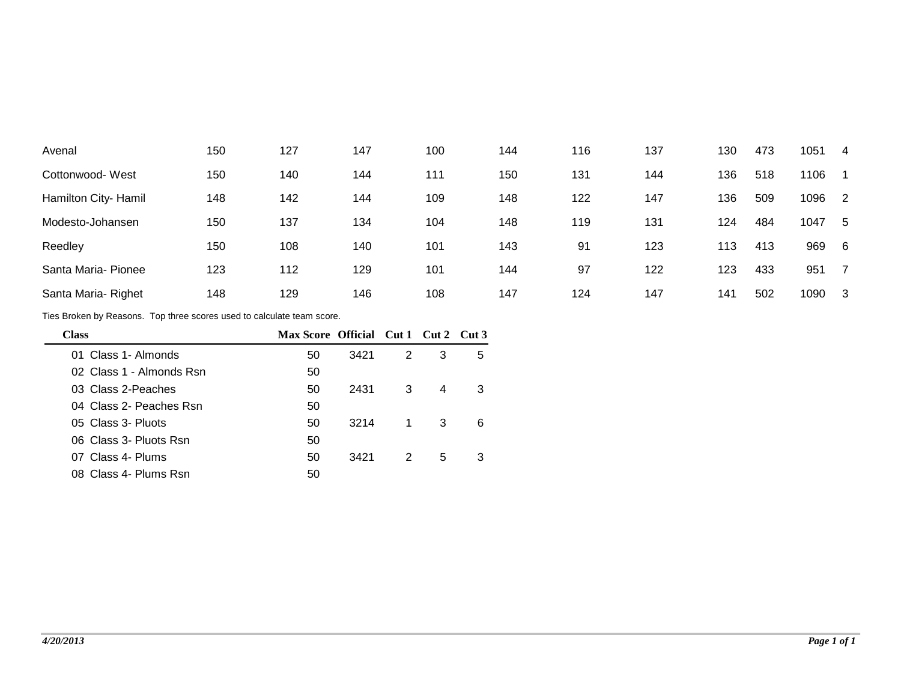| | | | | | | | | | | | |
|---|---|---|---|---|---|---|---|---|---|---|---|
| Avenal | 150 | 127 | 147 | 100 | 144 | 116 | 137 | 130 | 473 | 1051 | 4 |
| Cottonwood- West | 150 | 140 | 144 | 111 | 150 | 131 | 144 | 136 | 518 | 1106 | 1 |
| Hamilton City- Hamil | 148 | 142 | 144 | 109 | 148 | 122 | 147 | 136 | 509 | 1096 | 2 |
| Modesto-Johansen | 150 | 137 | 134 | 104 | 148 | 119 | 131 | 124 | 484 | 1047 | 5 |
| Reedley | 150 | 108 | 140 | 101 | 143 | 91 | 123 | 113 | 413 | 969 | 6 |
| Santa Maria- Pionee | 123 | 112 | 129 | 101 | 144 | 97 | 122 | 123 | 433 | 951 | 7 |
| Santa Maria- Righet | 148 | 129 | 146 | 108 | 147 | 124 | 147 | 141 | 502 | 1090 | 3 |

Ties Broken by Reasons. Top three scores used to calculate team score.

| Class | Max Score | Official | Cut 1 | Cut 2 | Cut 3 |
|---|---|---|---|---|---|
| 01 Class 1- Almonds | 50 | 3421 | 2 | 3 | 5 |
| 02 Class 1 - Almonds Rsn | 50 | | | | |
| 03 Class 2-Peaches | 50 | 2431 | 3 | 4 | 3 |
| 04 Class 2- Peaches Rsn | 50 | | | | |
| 05 Class 3- Pluots | 50 | 3214 | 1 | 3 | 6 |
| 06 Class 3- Pluots Rsn | 50 | | | | |
| 07 Class 4- Plums | 50 | 3421 | 2 | 5 | 3 |
| 08 Class 4- Plums Rsn | 50 | | | | |

*4/20/2013*